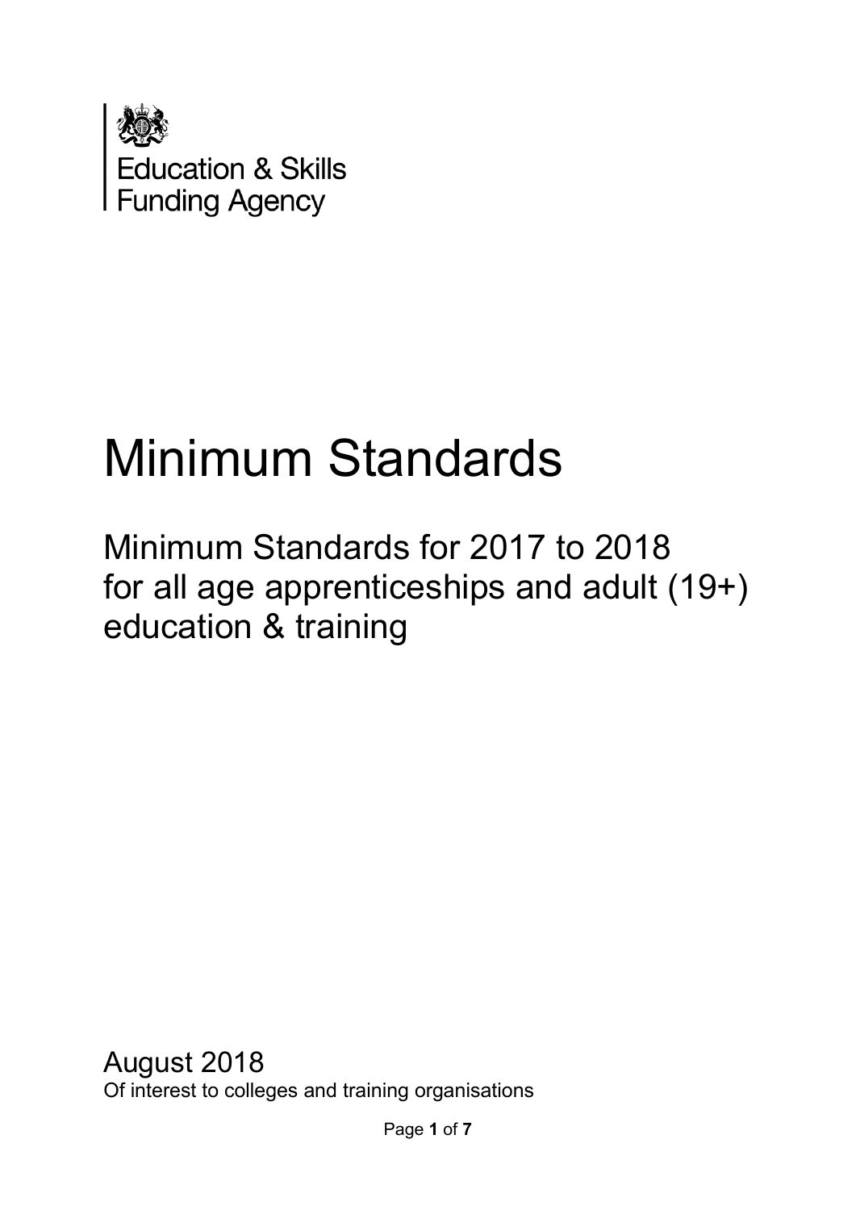Education & Skills Funding Agency

# Minimum Standards

## Minimum Standards for 2017 to 2018 for all age apprenticeships and adult (19+) education & training

August 2018

Of interest to colleges and training organisations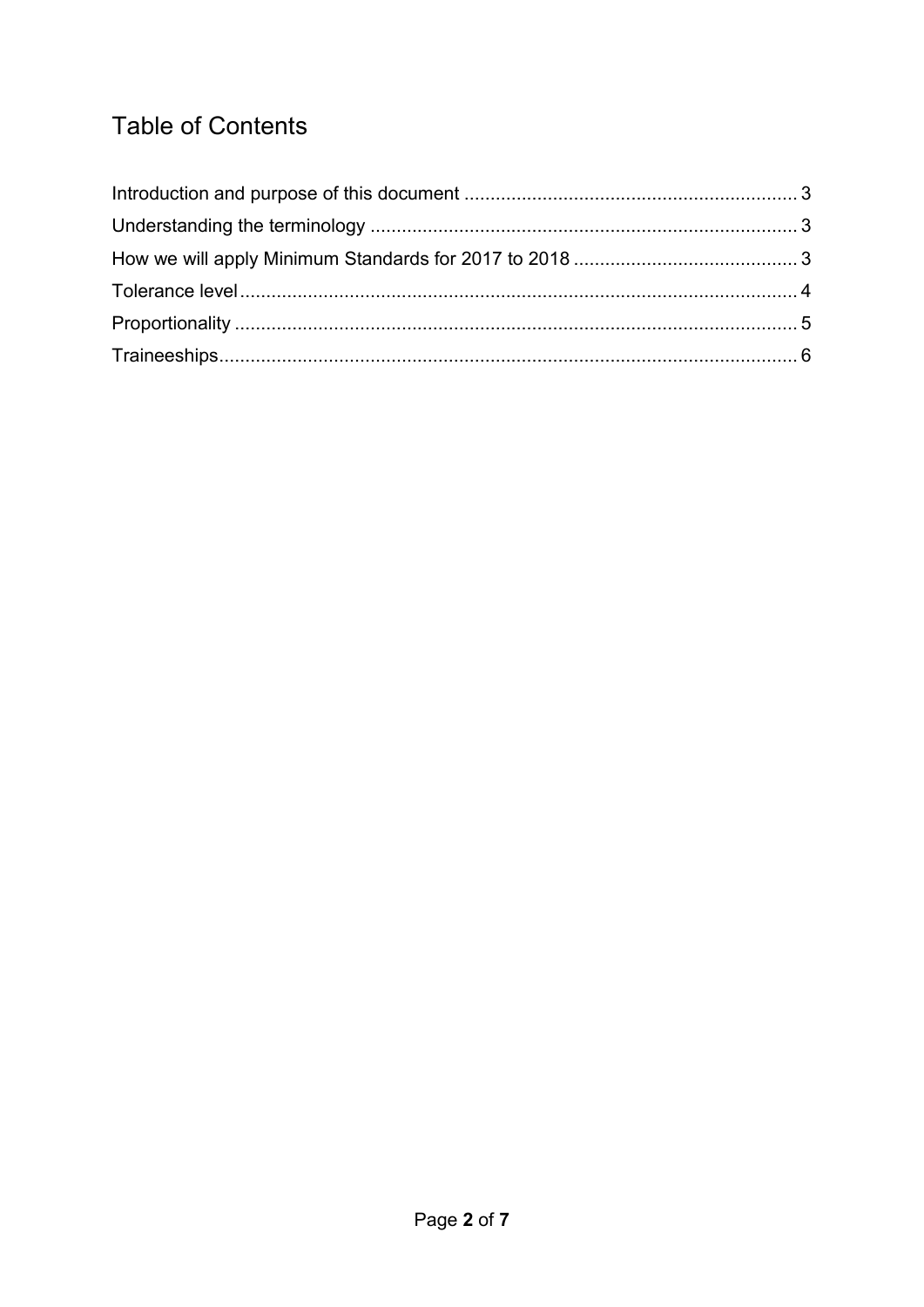## Table of Contents

Introduction and purpose of this document ..... 3
Understanding the terminology ..... 3
How we will apply Minimum Standards for 2017 to 2018 ..... 3
Tolerance level ..... 4
Proportionality ..... 5
Traineeships ..... 6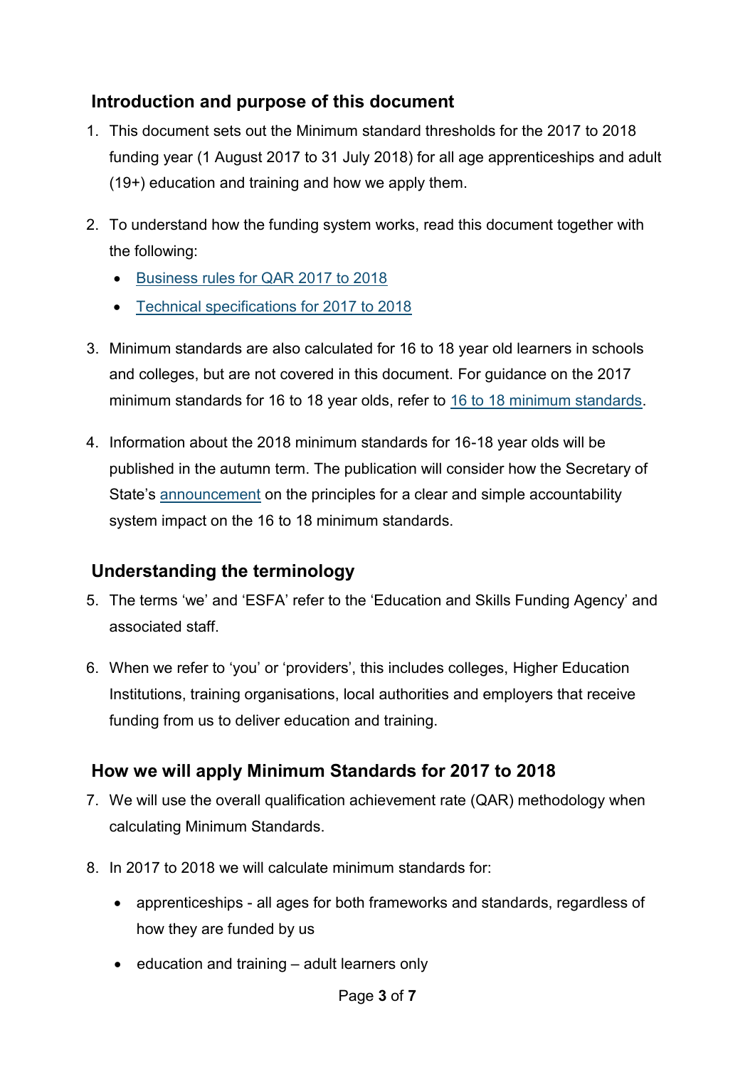## Introduction and purpose of this document

1. This document sets out the Minimum standard thresholds for the 2017 to 2018 funding year (1 August 2017 to 31 July 2018) for all age apprenticeships and adult (19+) education and training and how we apply them.

2. To understand how the funding system works, read this document together with the following:
   - Business rules for QAR 2017 to 2018
   - Technical specifications for 2017 to 2018

3. Minimum standards are also calculated for 16 to 18 year old learners in schools and colleges, but are not covered in this document. For guidance on the 2017 minimum standards for 16 to 18 year olds, refer to 16 to 18 minimum standards.

4. Information about the 2018 minimum standards for 16-18 year olds will be published in the autumn term. The publication will consider how the Secretary of State's announcement on the principles for a clear and simple accountability system impact on the 16 to 18 minimum standards.

## Understanding the terminology

5. The terms 'we' and 'ESFA' refer to the 'Education and Skills Funding Agency' and associated staff.

6. When we refer to 'you' or 'providers', this includes colleges, Higher Education Institutions, training organisations, local authorities and employers that receive funding from us to deliver education and training.

## How we will apply Minimum Standards for 2017 to 2018

7. We will use the overall qualification achievement rate (QAR) methodology when calculating Minimum Standards.

8. In 2017 to 2018 we will calculate minimum standards for:
   - apprenticeships - all ages for both frameworks and standards, regardless of how they are funded by us
   - education and training – adult learners only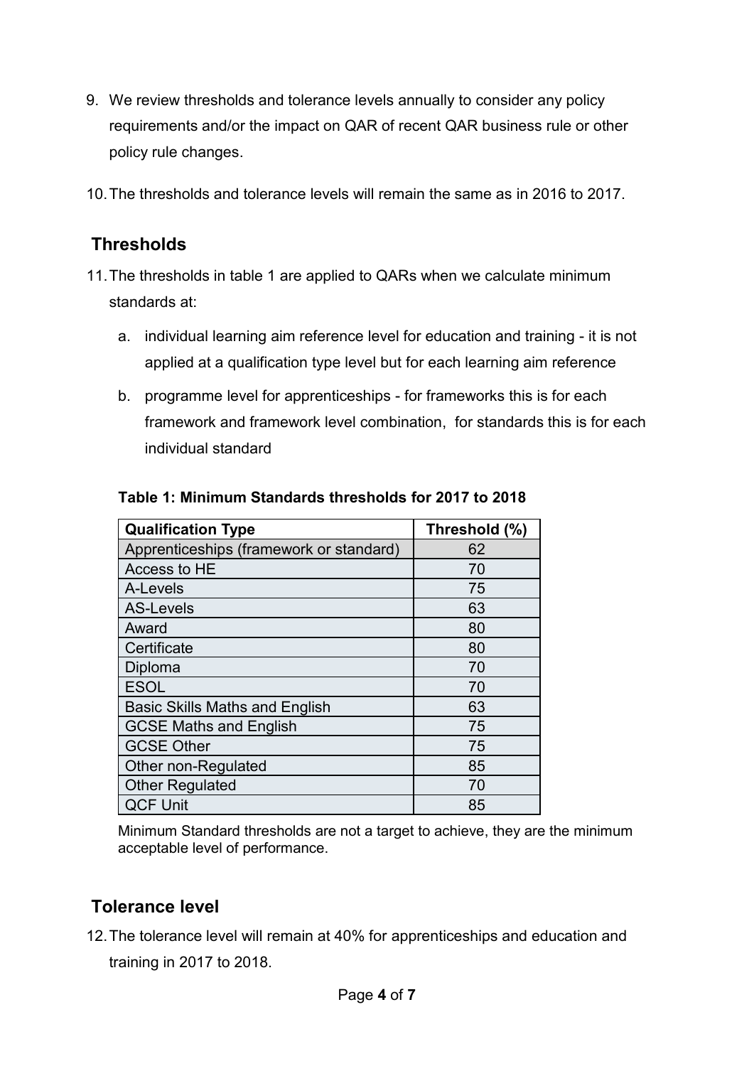9. We review thresholds and tolerance levels annually to consider any policy requirements and/or the impact on QAR of recent QAR business rule or other policy rule changes.

10. The thresholds and tolerance levels will remain the same as in 2016 to 2017.

## Thresholds

11. The thresholds in table 1 are applied to QARs when we calculate minimum standards at:

    a. individual learning aim reference level for education and training - it is not applied at a qualification type level but for each learning aim reference

    b. programme level for apprenticeships - for frameworks this is for each framework and framework level combination, for standards this is for each individual standard

**Table 1: Minimum Standards thresholds for 2017 to 2018**

| Qualification Type | Threshold (%) |
|---|---|
| Apprenticeships (framework or standard) | 62 |
| Access to HE | 70 |
| A-Levels | 75 |
| AS-Levels | 63 |
| Award | 80 |
| Certificate | 80 |
| Diploma | 70 |
| ESOL | 70 |
| Basic Skills Maths and English | 63 |
| GCSE Maths and English | 75 |
| GCSE Other | 75 |
| Other non-Regulated | 85 |
| Other Regulated | 70 |
| QCF Unit | 85 |

Minimum Standard thresholds are not a target to achieve, they are the minimum acceptable level of performance.

## Tolerance level

12. The tolerance level will remain at 40% for apprenticeships and education and training in 2017 to 2018.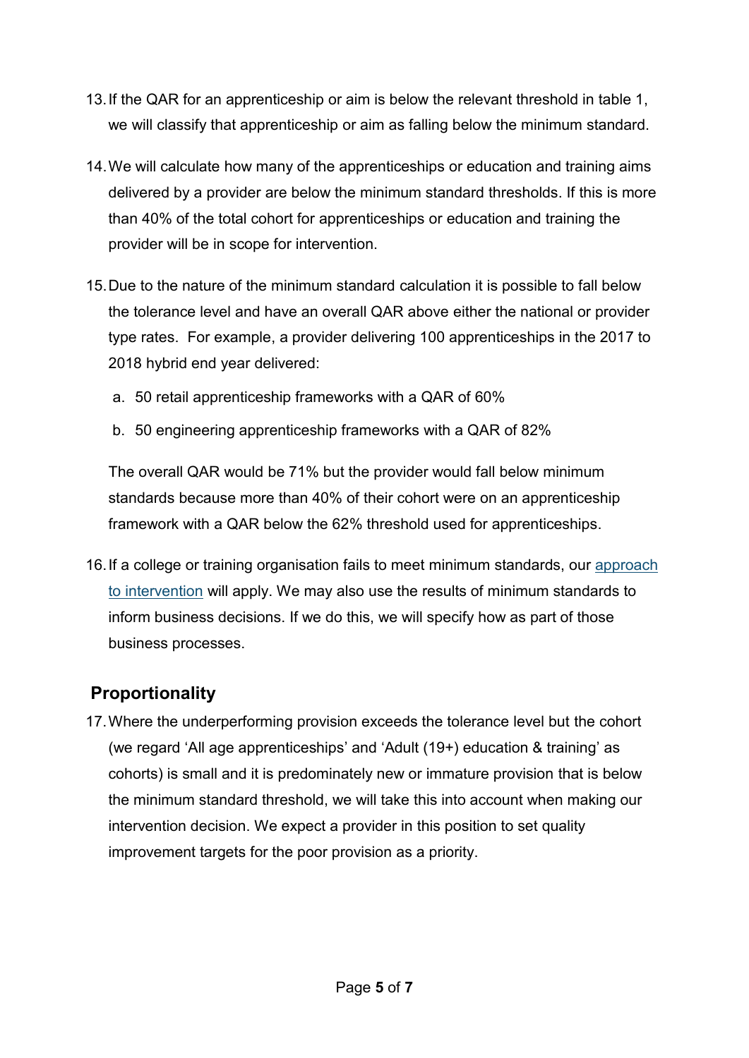13. If the QAR for an apprenticeship or aim is below the relevant threshold in table 1, we will classify that apprenticeship or aim as falling below the minimum standard.

14. We will calculate how many of the apprenticeships or education and training aims delivered by a provider are below the minimum standard thresholds. If this is more than 40% of the total cohort for apprenticeships or education and training the provider will be in scope for intervention.

15. Due to the nature of the minimum standard calculation it is possible to fall below the tolerance level and have an overall QAR above either the national or provider type rates. For example, a provider delivering 100 apprenticeships in the 2017 to 2018 hybrid end year delivered:

    a. 50 retail apprenticeship frameworks with a QAR of 60%

    b. 50 engineering apprenticeship frameworks with a QAR of 82%

    The overall QAR would be 71% but the provider would fall below minimum standards because more than 40% of their cohort were on an apprenticeship framework with a QAR below the 62% threshold used for apprenticeships.

16. If a college or training organisation fails to meet minimum standards, our approach to intervention will apply. We may also use the results of minimum standards to inform business decisions. If we do this, we will specify how as part of those business processes.

## Proportionality

17. Where the underperforming provision exceeds the tolerance level but the cohort (we regard 'All age apprenticeships' and 'Adult (19+) education & training' as cohorts) is small and it is predominately new or immature provision that is below the minimum standard threshold, we will take this into account when making our intervention decision. We expect a provider in this position to set quality improvement targets for the poor provision as a priority.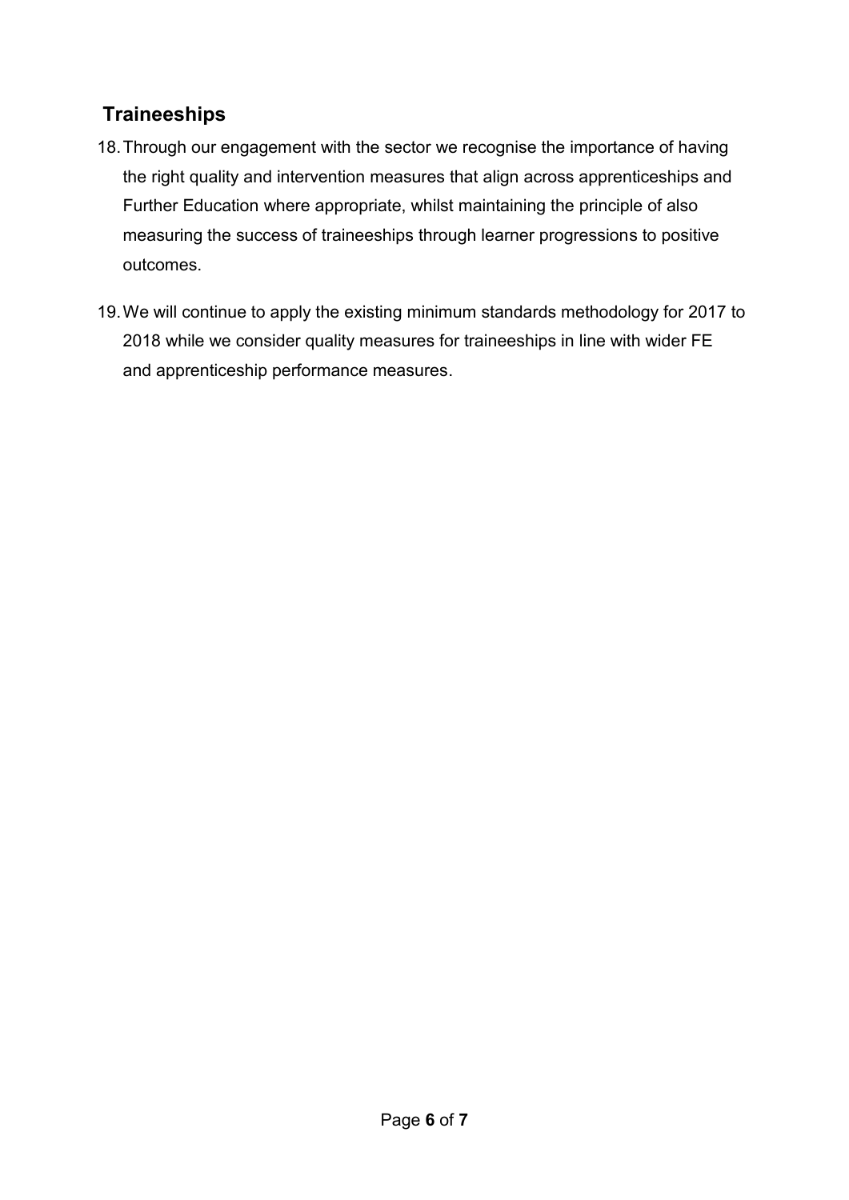## Traineeships

18. Through our engagement with the sector we recognise the importance of having the right quality and intervention measures that align across apprenticeships and Further Education where appropriate, whilst maintaining the principle of also measuring the success of traineeships through learner progressions to positive outcomes.

19. We will continue to apply the existing minimum standards methodology for 2017 to 2018 while we consider quality measures for traineeships in line with wider FE and apprenticeship performance measures.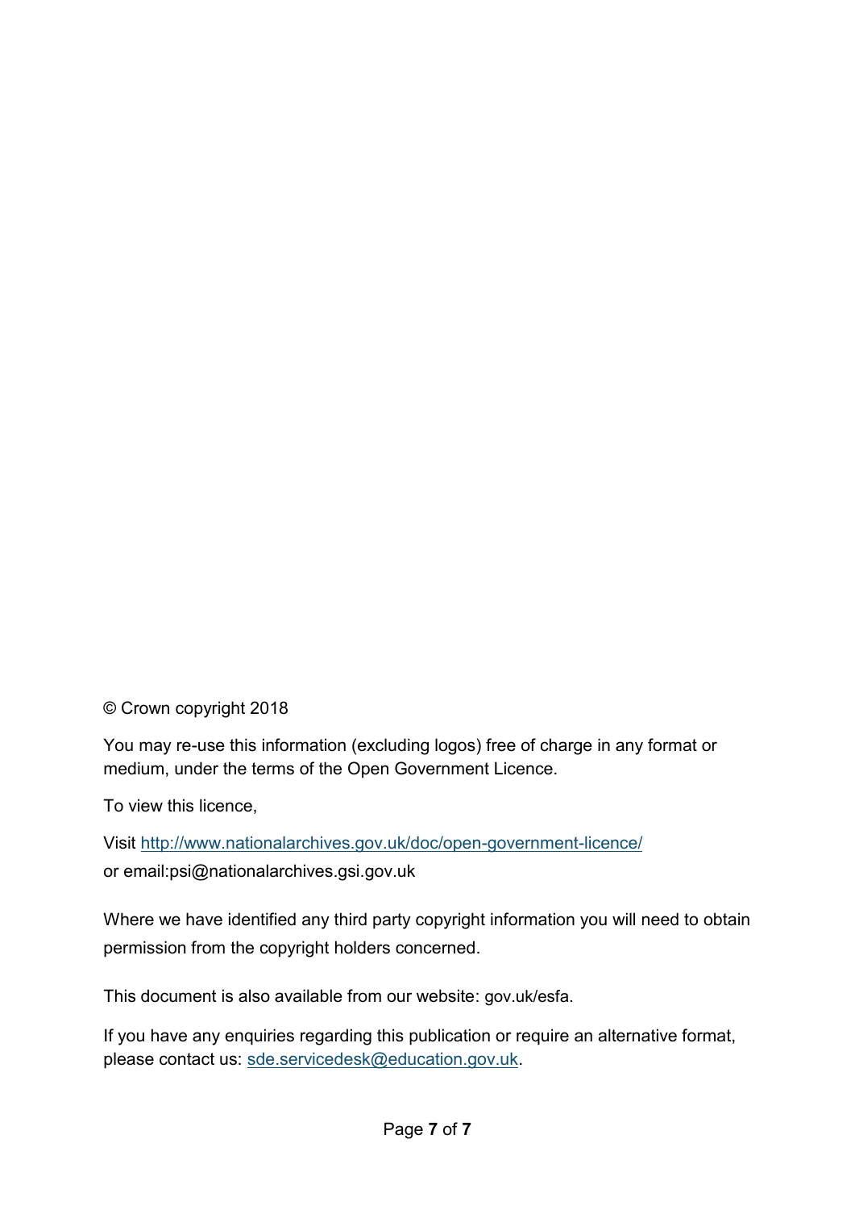© Crown copyright 2018

You may re-use this information (excluding logos) free of charge in any format or medium, under the terms of the Open Government Licence.

To view this licence,

Visit http://www.nationalarchives.gov.uk/doc/open-government-licence/

or email:psi@nationalarchives.gsi.gov.uk

Where we have identified any third party copyright information you will need to obtain permission from the copyright holders concerned.

This document is also available from our website: gov.uk/esfa.

If you have any enquiries regarding this publication or require an alternative format, please contact us: sde.servicedesk@education.gov.uk.